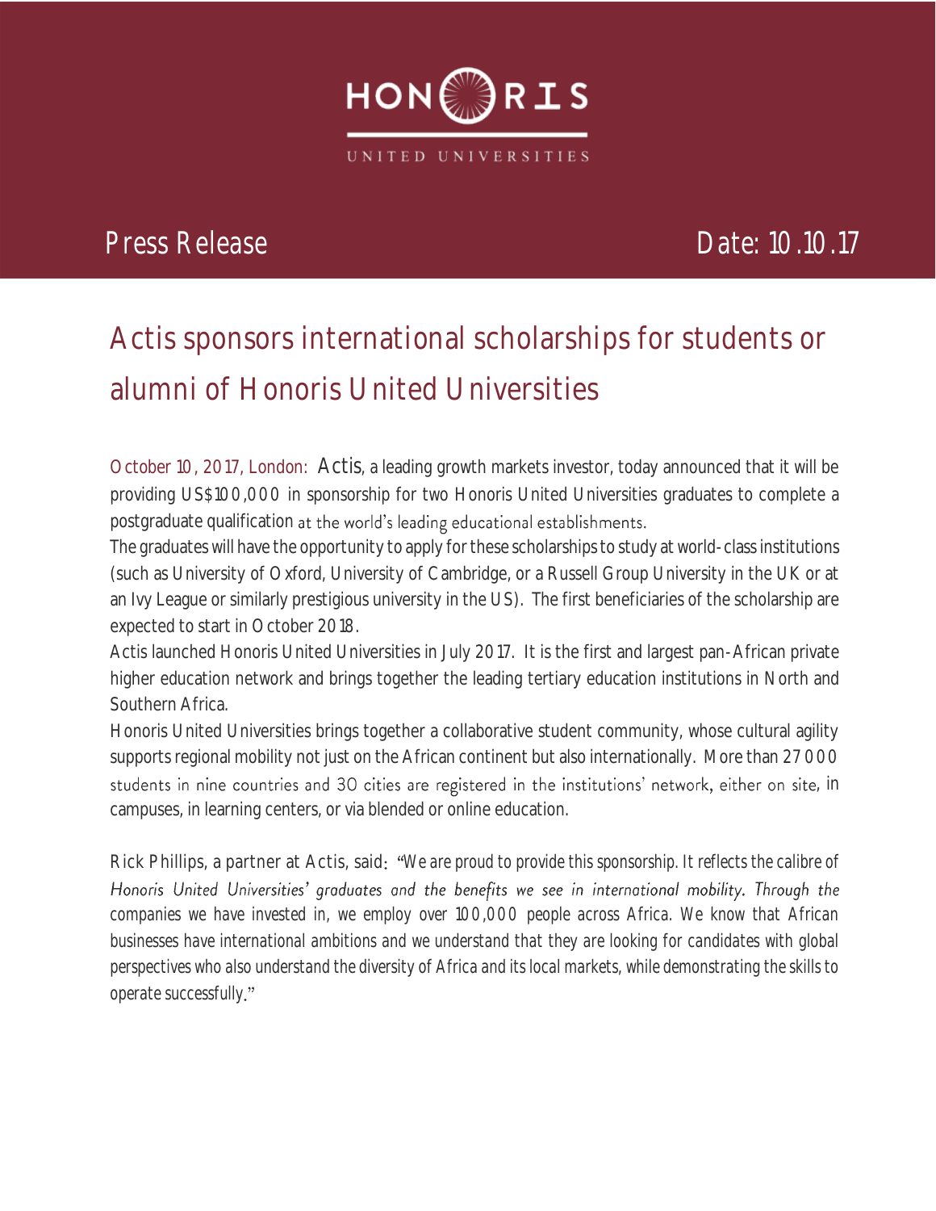HONORIS

UNITED UNIVERSITIES

Press Release

Date: 10.10.17

# Actis sponsors international scholarships for students or alumni of Honoris United Universities

October 10, 2017, London: Actis, a leading growth markets investor, today announced that it will be providing US$100,000 in sponsorship for two Honoris United Universities graduates to complete a postgraduate qualification at the world's leading educational establishments.

The graduates will have the opportunity to apply for these scholarships to study at world-class institutions (such as University of Oxford, University of Cambridge, or a Russell Group University in the UK or at an Ivy League or similarly prestigious university in the US). The first beneficiaries of the scholarship are expected to start in October 2018.

Actis launched Honoris United Universities in July 2017. It is the first and largest pan-African private higher education network and brings together the leading tertiary education institutions in North and Southern Africa.

Honoris United Universities brings together a collaborative student community, whose cultural agility supports regional mobility not just on the African continent but also internationally. More than 27 000 students in nine countries and 30 cities are registered in the institutions' network, either on site, in campuses, in learning centers, or via blended or online education.

Rick Phillips, a partner at Actis, said: "We are proud to provide this sponsorship. It reflects the calibre of Honoris United Universities' graduates and the benefits we see in international mobility. Through the companies we have invested in, we employ over 100,000 people across Africa. We know that African businesses have international ambitions and we understand that they are looking for candidates with global perspectives who also understand the diversity of Africa and its local markets, while demonstrating the skills to operate successfully."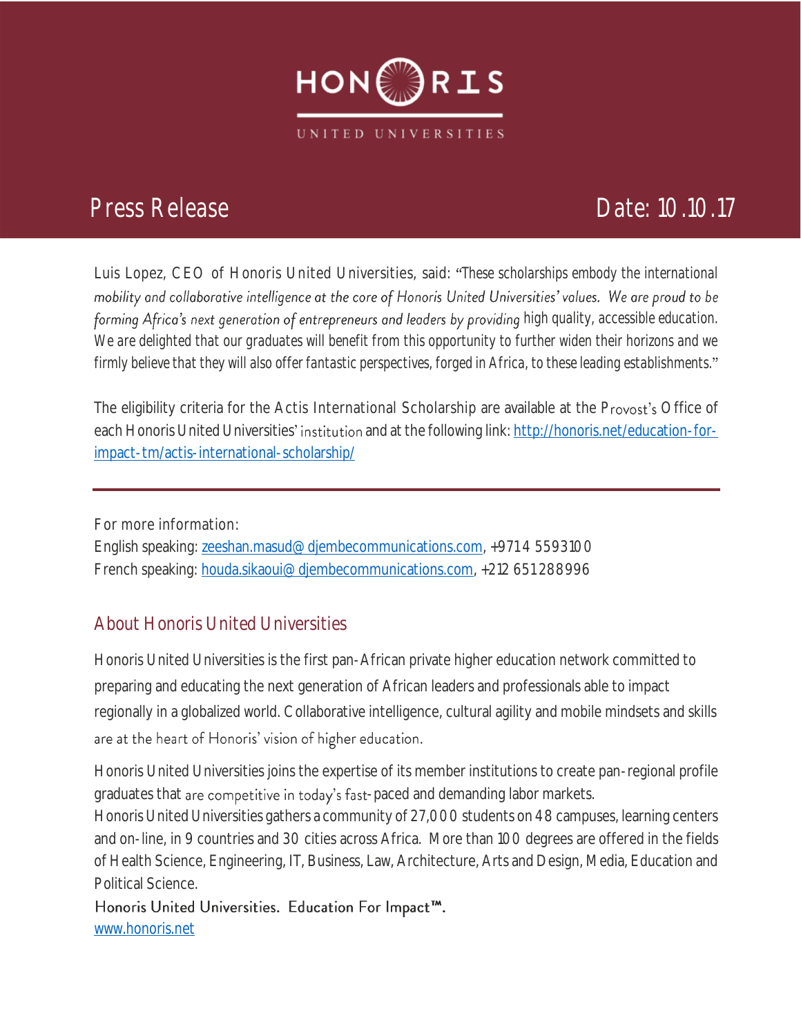# HONORIS UNITED UNIVERSITIES

## Press Release — Date: 10.10.17

Luis Lopez, CEO of Honoris United Universities, said: "These scholarships embody the international mobility and collaborative intelligence at the core of Honoris United Universities' values. We are proud to be forming Africa's next generation of entrepreneurs and leaders by providing high quality, accessible education. We are delighted that our graduates will benefit from this opportunity to further widen their horizons and we firmly believe that they will also offer fantastic perspectives, forged in Africa, to these leading establishments."

The eligibility criteria for the Actis International Scholarship are available at the Provost's Office of each Honoris United Universities' institution and at the following link: [http://honoris.net/education-for-impact-tm/actis-international-scholarship/](http://honoris.net/education-for-impact-tm/actis-international-scholarship/)

---

For more information:
English speaking: zeeshan.masud@djembecommunications.com, +9714 5593100
French speaking: houda.sikaoui@djembecommunications.com, +212 651288996

## About Honoris United Universities

Honoris United Universities is the first pan-African private higher education network committed to preparing and educating the next generation of African leaders and professionals able to impact regionally in a globalized world. Collaborative intelligence, cultural agility and mobile mindsets and skills are at the heart of Honoris' vision of higher education.

Honoris United Universities joins the expertise of its member institutions to create pan-regional profile graduates that are competitive in today's fast-paced and demanding labor markets.
Honoris United Universities gathers a community of 27,000 students on 48 campuses, learning centers and on-line, in 9 countries and 30 cities across Africa. More than 100 degrees are offered in the fields of Health Science, Engineering, IT, Business, Law, Architecture, Arts and Design, Media, Education and Political Science.
Honoris United Universities. Education For Impact™.
[www.honoris.net](http://www.honoris.net)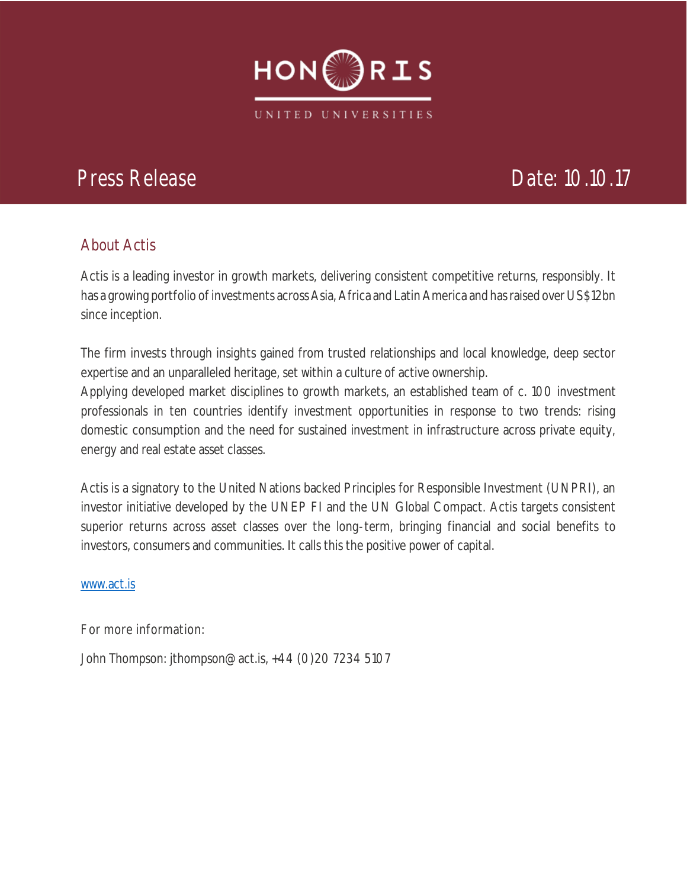HONORIS

UNITED UNIVERSITIES

Press Release

Date: 10.10.17

## About Actis

Actis is a leading investor in growth markets, delivering consistent competitive returns, responsibly. It has a growing portfolio of investments across Asia, Africa and Latin America and has raised over US$12bn since inception.

The firm invests through insights gained from trusted relationships and local knowledge, deep sector expertise and an unparalleled heritage, set within a culture of active ownership.
Applying developed market disciplines to growth markets, an established team of c. 100 investment professionals in ten countries identify investment opportunities in response to two trends: rising domestic consumption and the need for sustained investment in infrastructure across private equity, energy and real estate asset classes.

Actis is a signatory to the United Nations backed Principles for Responsible Investment (UNPRI), an investor initiative developed by the UNEP FI and the UN Global Compact. Actis targets consistent superior returns across asset classes over the long-term, bringing financial and social benefits to investors, consumers and communities. It calls this the positive power of capital.

www.act.is

For more information:

John Thompson: jthompson@act.is, +44 (0)20 7234 5107